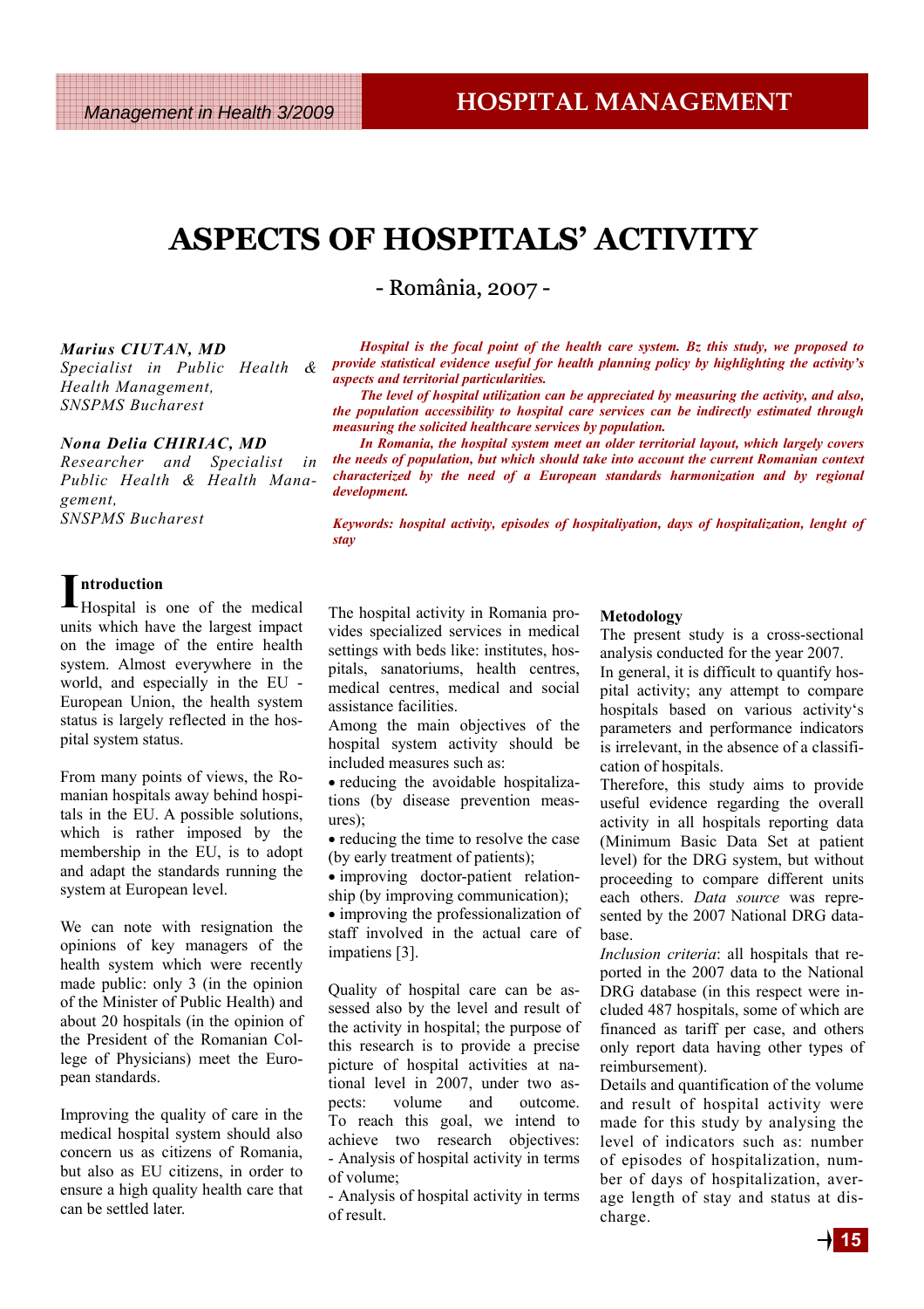# ASPECTS OF HOSPITALS' ACTIVITY

- România, 2007 -

***Marius CIUTAN, MD***
*Specialist in Public Health & Health Management,*
*SNSPMS Bucharest*

***Nona Delia CHIRIAC, MD***
*Researcher and Specialist in Public Health & Health Management,*
*SNSPMS Bucharest*

***Hospital is the focal point of the health care system. Bz this study, we proposed to provide statistical evidence useful for health planning policy by highlighting the activity's aspects and territorial particularities.***

***The level of hospital utilization can be appreciated by measuring the activity, and also, the population accessibility to hospital care services can be indirectly estimated through measuring the solicited healthcare services by population.***

***In Romania, the hospital system meet an older territorial layout, which largely covers the needs of population, but which should take into account the current Romanian context characterized by the need of a European standards harmonization and by regional development.***

***Keywords: hospital activity, episodes of hospitaliyation, days of hospitalization, lenght of stay***

## Introduction

Hospital is one of the medical units which have the largest impact on the image of the entire health system. Almost everywhere in the world, and especially in the EU - European Union, the health system status is largely reflected in the hospital system status.

From many points of views, the Romanian hospitals away behind hospitals in the EU. A possible solutions, which is rather imposed by the membership in the EU, is to adopt and adapt the standards running the system at European level.

We can note with resignation the opinions of key managers of the health system which were recently made public: only 3 (in the opinion of the Minister of Public Health) and about 20 hospitals (in the opinion of the President of the Romanian College of Physicians) meet the European standards.

Improving the quality of care in the medical hospital system should also concern us as citizens of Romania, but also as EU citizens, in order to ensure a high quality health care that can be settled later.

The hospital activity in Romania provides specialized services in medical settings with beds like: institutes, hospitals, sanatoriums, health centres, medical centres, medical and social assistance facilities.

Among the main objectives of the hospital system activity should be included measures such as:

- reducing the avoidable hospitalizations (by disease prevention measures);
- reducing the time to resolve the case (by early treatment of patients);
- improving doctor-patient relationship (by improving communication);
- improving the professionalization of staff involved in the actual care of impatiens [3].

Quality of hospital care can be assessed also by the level and result of the activity in hospital; the purpose of this research is to provide a precise picture of hospital activities at national level in 2007, under two aspects: volume and outcome.

To reach this goal, we intend to achieve two research objectives:

- Analysis of hospital activity in terms of volume;
- Analysis of hospital activity in terms of result.

**Metodology**

The present study is a cross-sectional analysis conducted for the year 2007.

In general, it is difficult to quantify hospital activity; any attempt to compare hospitals based on various activity's parameters and performance indicators is irrelevant, in the absence of a classification of hospitals.

Therefore, this study aims to provide useful evidence regarding the overall activity in all hospitals reporting data (Minimum Basic Data Set at patient level) for the DRG system, but without proceeding to compare different units each others. *Data source* was represented by the 2007 National DRG database.

*Inclusion criteria*: all hospitals that reported in the 2007 data to the National DRG database (in this respect were included 487 hospitals, some of which are financed as tariff per case, and others only report data having other types of reimbursement).

Details and quantification of the volume and result of hospital activity were made for this study by analysing the level of indicators such as: number of episodes of hospitalization, number of days of hospitalization, average length of stay and status at discharge.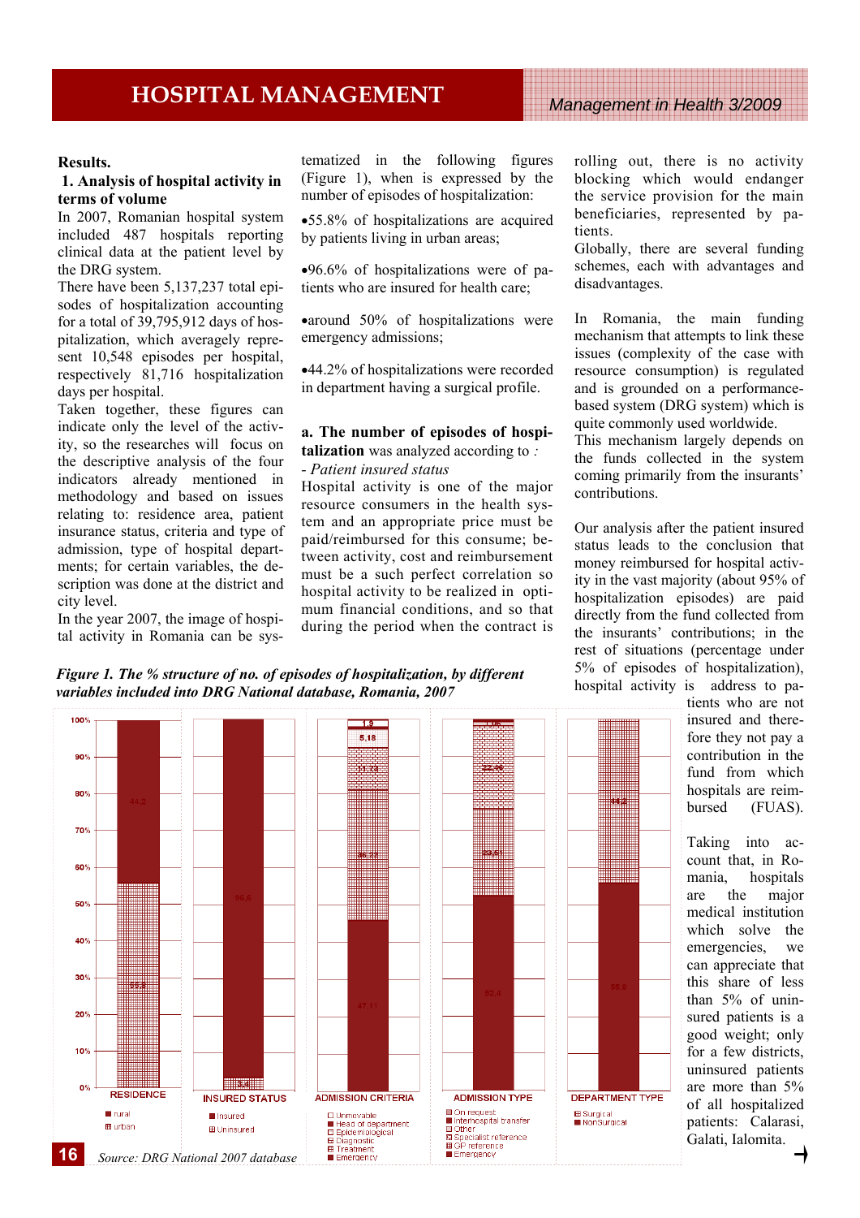**Results.**

**1. Analysis of hospital activity in terms of volume**

In 2007, Romanian hospital system included 487 hospitals reporting clinical data at the patient level by the DRG system.

There have been 5,137,237 total episodes of hospitalization accounting for a total of 39,795,912 days of hospitalization, which averagely represent 10,548 episodes per hospital, respectively 81,716 hospitalization days per hospital.

Taken together, these figures can indicate only the level of the activity, so the researches will focus on the descriptive analysis of the four indicators already mentioned in methodology and based on issues relating to: residence area, patient insurance status, criteria and type of admission, type of hospital departments; for certain variables, the description was done at the district and city level.

In the year 2007, the image of hospital activity in Romania can be systematized in the following figures (Figure 1), when is expressed by the number of episodes of hospitalization:

- 55.8% of hospitalizations are acquired by patients living in urban areas;
- 96.6% of hospitalizations were of patients who are insured for health care;
- around 50% of hospitalizations were emergency admissions;
- 44.2% of hospitalizations were recorded in department having a surgical profile.

**a. The number of episodes of hospitalization** was analyzed according to *:*

*- Patient insured status*

Hospital activity is one of the major resource consumers in the health system and an appropriate price must be paid/reimbursed for this consume; between activity, cost and reimbursement must be a such perfect correlation so hospital activity to be realized in optimum financial conditions, and so that during the period when the contract is rolling out, there is no activity blocking which would endanger the service provision for the main beneficiaries, represented by patients.

Globally, there are several funding schemes, each with advantages and disadvantages.

In Romania, the main funding mechanism that attempts to link these issues (complexity of the case with resource consumption) is regulated and is grounded on a performance-based system (DRG system) which is quite commonly used worldwide.

This mechanism largely depends on the funds collected in the system coming primarily from the insurants' contributions.

Our analysis after the patient insured status leads to the conclusion that money reimbursed for hospital activity in the vast majority (about 95% of hospitalization episodes) are paid directly from the fund collected from the insurants' contributions; in the rest of situations (percentage under 5% of episodes of hospitalization), hospital activity is address to patients who are not insured and therefore they not pay a contribution in the fund from which hospitals are reimbursed (FUAS).

Taking into account that, in Romania, hospitals are the major medical institution which solve the emergencies, we can appreciate that this share of less than 5% of uninsured patients is a good weight; only for a few districts, uninsured patients are more than 5% of all hospitalized patients: Calarasi, Galati, Ialomita.

***Figure 1. The % structure of no. of episodes of hospitalization, by different variables included into DRG National database, Romania, 2007***

| Variable | Category | % |
|---|---|---|
| RESIDENCE | rural | 44.2 |
| | urban | 55.8 |
| INSURED STATUS | Insured | 96.6 |
| | Uninsured | 3.4 |
| ADMISSION CRITERIA | Unmovable | 1.9 |
| | Head of department | |
| | Epidemiological | 5.18 |
| | Diagnostic | 11.73 |
| | Treatment | 36.22 |
| | Emergency | 47.11 |
| ADMISSION TYPE | On request | 1.06 |
| | Interhospital transfer | |
| | Other | |
| | Specialist reference | 22.46 |
| | GP reference | 23.57 |
| | Emergency | 52.4 |
| DEPARTMENT TYPE | Surgical | 44.2 |
| | NonSurgical | 55.8 |

*Source: DRG National 2007 database*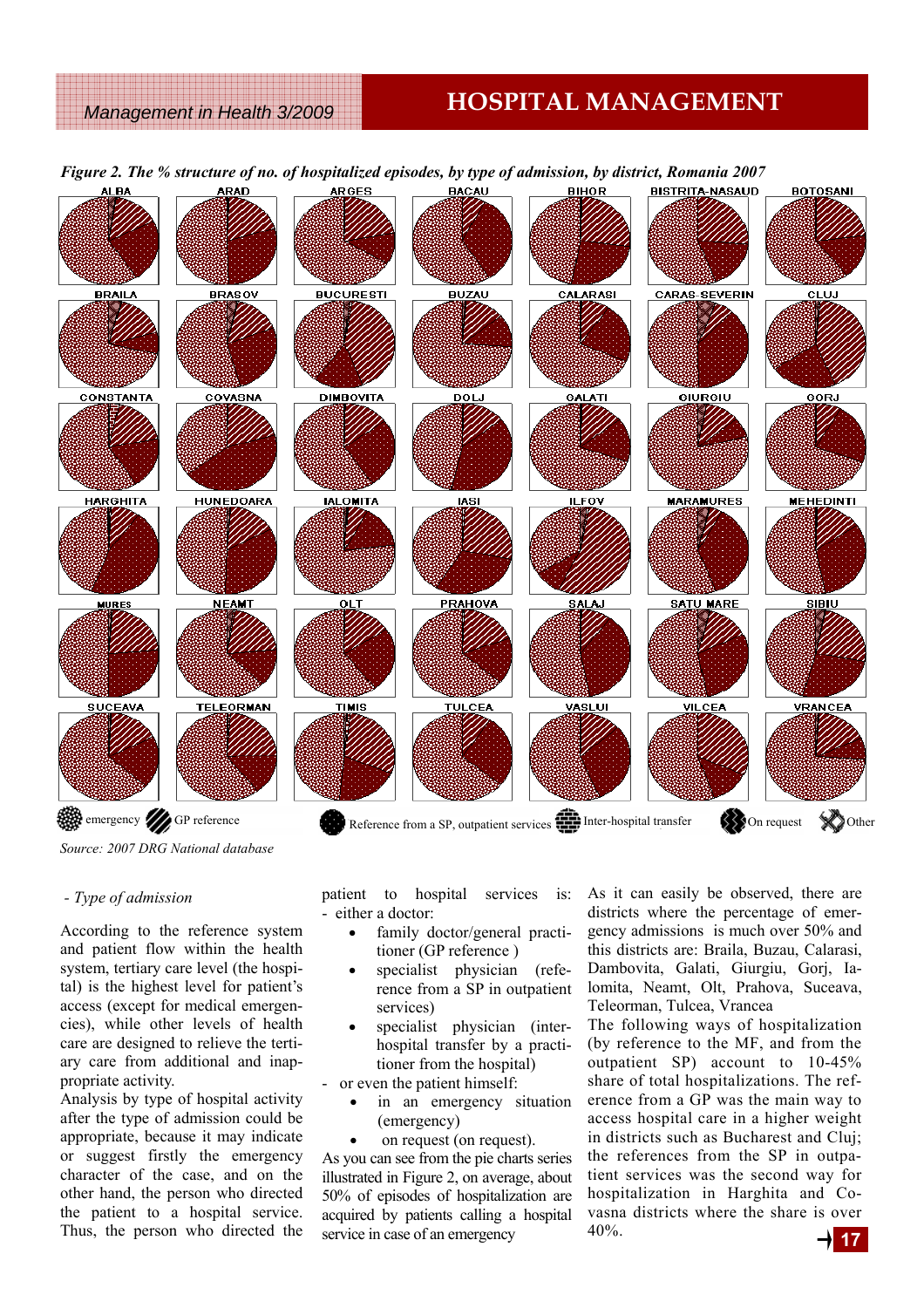*Figure 2. The % structure of no. of hospitalized episodes, by type of admission, by district, Romania 2007*

ALBA, ARAD, ARGES, BACAU, BIHOR, BISTRITA-NASAUD, BOTOSANI, BRAILA, BRASOV, BUCURESTI, BUZAU, CALARASI, CARAS-SEVERIN, CLUJ, CONSTANTA, COVASNA, DIMBOVITA, DOLJ, GALATI, GIURGIU, GORJ, HARGHITA, HUNEDOARA, IALOMITA, IASI, ILFOV, MARAMURES, MEHEDINTI, MURES, NEAMT, OLT, PRAHOVA, SALAJ, SATU MARE, SIBIU, SUCEAVA, TELEORMAN, TIMIS, TULCEA, VASLUI, VILCEA, VRANCEA

emergency; GP reference; Reference from a SP, outpatient services; Inter-hospital transfer; On request; Other

*Source: 2007 DRG National database*

- *Type of admission*

According to the reference system and patient flow within the health system, tertiary care level (the hospital) is the highest level for patient's access (except for medical emergencies), while other levels of health care are designed to relieve the tertiary care from additional and inappropriate activity.

Analysis by type of hospital activity after the type of admission could be appropriate, because it may indicate or suggest firstly the emergency character of the case, and on the other hand, the person who directed the patient to a hospital service. Thus, the person who directed the patient to hospital services is:

- either a doctor:
  - family doctor/general practitioner (GP reference )
  - specialist physician (reference from a SP in outpatient services)
  - specialist physician (inter-hospital transfer by a practitioner from the hospital)
- or even the patient himself:
  - in an emergency situation (emergency)
  - on request (on request).

As you can see from the pie charts series illustrated in Figure 2, on average, about 50% of episodes of hospitalization are acquired by patients calling a hospital service in case of an emergency

As it can be easily observed, there are districts where the percentage of emergency admissions is much over 50% and this districts are: Braila, Buzau, Calarasi, Dambovita, Galati, Giurgiu, Gorj, Ialomita, Neamt, Olt, Prahova, Suceava, Teleorman, Tulcea, Vrancea

The following ways of hospitalization (by reference to the MF, and from the outpatient SP) account to 10-45% share of total hospitalizations. The reference from a GP was the main way to access hospital care in a higher weight in districts such as Bucharest and Cluj; the references from the SP in outpatient services was the second way for hospitalization in Harghita and Covasna districts where the share is over 40%.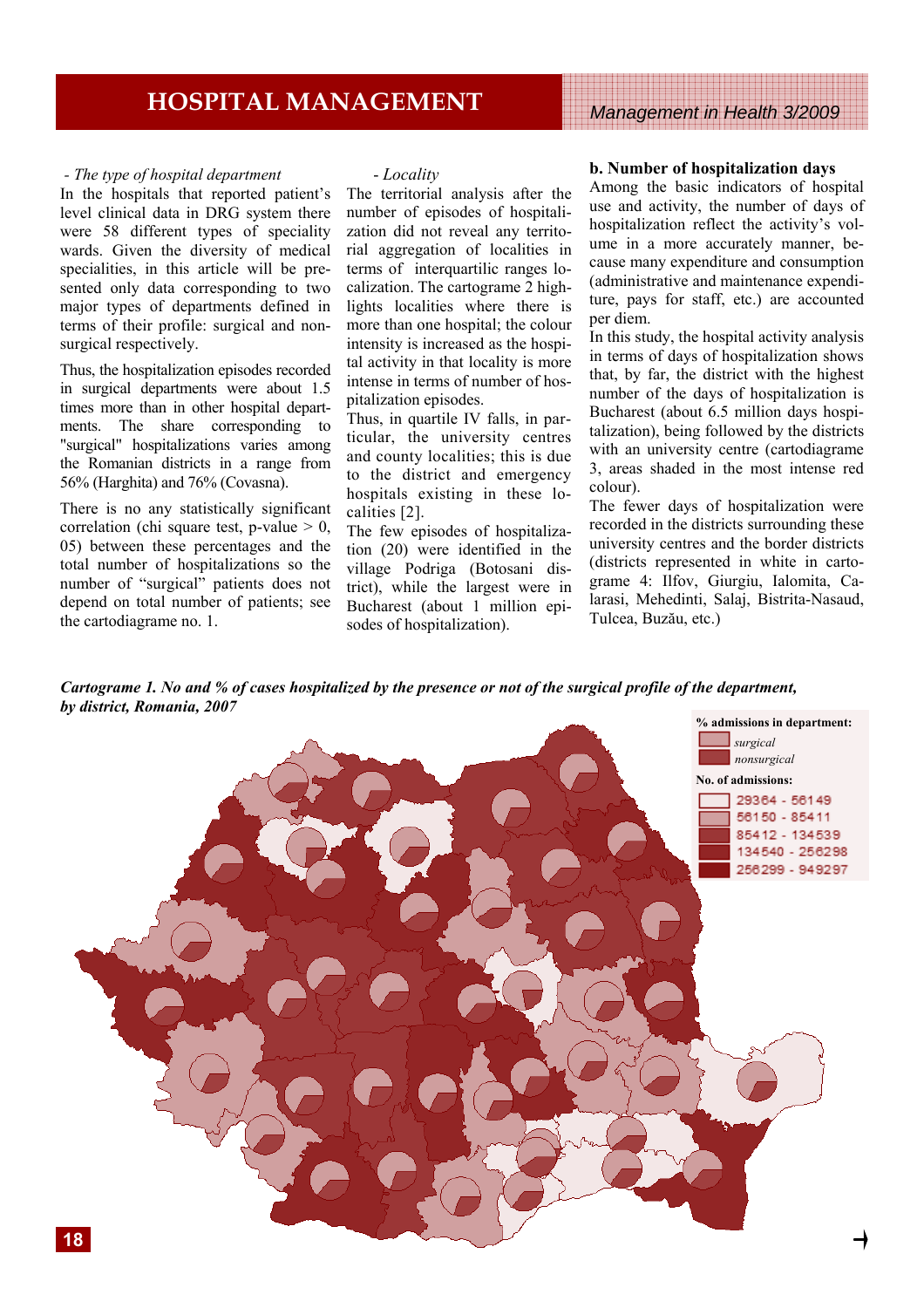*- The type of hospital department*

In the hospitals that reported patient's level clinical data in DRG system there were 58 different types of speciality wards. Given the diversity of medical specialities, in this article will be presented only data corresponding to two major types of departments defined in terms of their profile: surgical and non-surgical respectively.

Thus, the hospitalization episodes recorded in surgical departments were about 1.5 times more than in other hospital departments. The share corresponding to "surgical" hospitalizations varies among the Romanian districts in a range from 56% (Harghita) and 76% (Covasna).

There is no any statistically significant correlation (chi square test, p-value > 0, 05) between these percentages and the total number of hospitalizations so the number of "surgical" patients does not depend on total number of patients; see the cartodiagrame no. 1.

*- Locality*

The territorial analysis after the number of episodes of hospitalization did not reveal any territorial aggregation of localities in terms of interquartilic ranges localization. The cartograme 2 highlights localities where there is more than one hospital; the colour intensity is increased as the hospital activity in that locality is more intense in terms of number of hospitalization episodes.

Thus, in quartile IV falls, in particular, the university centres and county localities; this is due to the district and emergency hospitals existing in these localities [2].

The few episodes of hospitalization (20) were identified in the village Podriga (Botosani district), while the largest were in Bucharest (about 1 million episodes of hospitalization).

**b. Number of hospitalization days**

Among the basic indicators of hospital use and activity, the number of days of hospitalization reflect the activity's volume in a more accurately manner, because many expenditure and consumption (administrative and maintenance expenditure, pays for staff, etc.) are accounted per diem.

In this study, the hospital activity analysis in terms of days of hospitalization shows that, by far, the district with the highest number of the days of hospitalization is Bucharest (about 6.5 million days hospitalization), being followed by the districts with an university centre (cartodiagrame 3, areas shaded in the most intense red colour).

The fewer days of hospitalization were recorded in the districts surrounding these university centres and the border districts (districts represented in white in cartograme 4: Ilfov, Giurgiu, Ialomita, Calarasi, Mehedinti, Salaj, Bistrita-Nasaud, Tulcea, Buzău, etc.)

***Cartograme 1. No and % of cases hospitalized by the presence or not of the surgical profile of the department, by district, Romania, 2007***

% admissions in department:
- surgical
- nonsurgical

No. of admissions:
- 29364 - 56149
- 56150 - 85411
- 85412 - 134539
- 134540 - 256298
- 256299 - 949297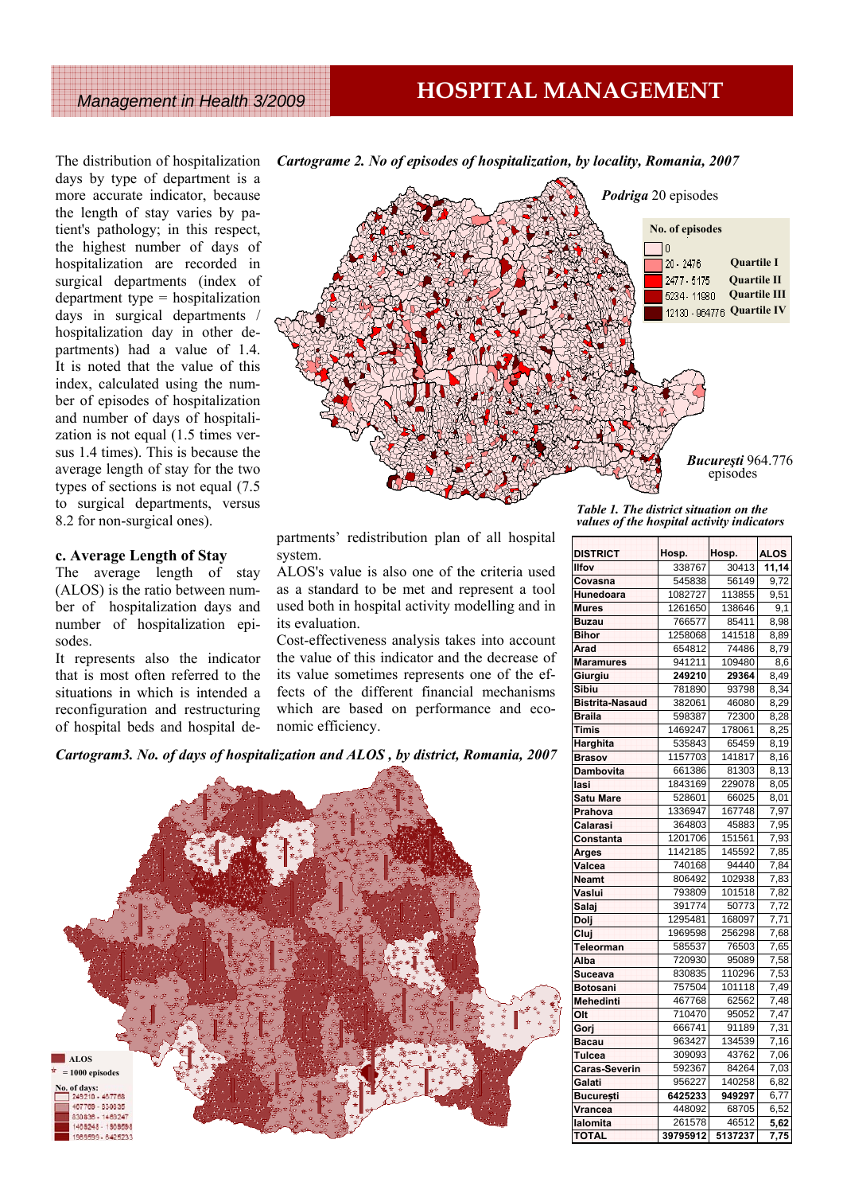The distribution of hospitalization days by type of department is a more accurate indicator, because the length of stay varies by patient's pathology; in this respect, the highest number of days of hospitalization are recorded in surgical departments (index of department type = hospitalization days in surgical departments / hospitalization day in other departments) had a value of 1.4. It is noted that the value of this index, calculated using the number of episodes of hospitalization and number of days of hospitalization is not equal (1.5 times versus 1.4 times). This is because the average length of stay for the two types of sections is not equal (7.5 to surgical departments, versus 8.2 for non-surgical ones).

### c. Average Length of Stay

The average length of stay (ALOS) is the ratio between number of hospitalization days and number of hospitalization episodes.

It represents also the indicator that is most often referred to the situations in which is intended a reconfiguration and restructuring of hospital beds and hospital departments' redistribution plan of all hospital system.

ALOS's value is also one of the criteria used as a standard to be met and represent a tool used both in hospital activity modelling and in its evaluation.

Cost-effectiveness analysis takes into account the value of this indicator and the decrease of its value sometimes represents one of the effects of the different financial mechanisms which are based on performance and economic efficiency.

*Cartograme 2. No of episodes of hospitalization, by locality, Romania, 2007*

***Podriga*** 20 episodes

**No. of episodes**
- 0
- 20 - 2476 — **Quartile I**
- 2477 - 5175 — **Quartile II**
- 5234 - 11980 — **Quartile III**
- 12130 - 964776 — **Quartile IV**

***București*** 964.776 episodes

*Cartogram3. No. of days of hospitalization and ALOS , by district, Romania, 2007*

**ALOS**
☆ = 1000 episodes
No. of days:
- 249210 - 457768
- 457769 - 830835
- 830836 - 1469247
- 1469248 - 1969598
- 1969599 - 6425233

*Table 1. The district situation on the values of the hospital activity indicators*

| DISTRICT | Hosp. | Hosp. | ALOS |
|---|---|---|---|
| Ilfov | 338767 | 30413 | **11,14** |
| Covasna | 545838 | 56149 | 9,72 |
| Hunedoara | 1082727 | 113855 | 9,51 |
| Mures | 1261650 | 138646 | 9,1 |
| Buzau | 766577 | 85411 | 8,98 |
| Bihor | 1258068 | 141518 | 8,89 |
| Arad | 654812 | 74486 | 8,79 |
| Maramures | 941211 | 109480 | 8,6 |
| Giurgiu | **249210** | **29364** | 8,49 |
| Sibiu | 781890 | 93798 | 8,34 |
| Bistrita-Nasaud | 382061 | 46080 | 8,29 |
| Braila | 598387 | 72300 | 8,28 |
| Timis | 1469247 | 178061 | 8,25 |
| Harghita | 535843 | 65459 | 8,19 |
| Brasov | 1157703 | 141817 | 8,16 |
| Dambovita | 661386 | 81303 | 8,13 |
| Iasi | 1843169 | 229078 | 8,05 |
| Satu Mare | 528601 | 66025 | 8,01 |
| Prahova | 1336947 | 167748 | 7,97 |
| Calarasi | 364803 | 45883 | 7,95 |
| Constanta | 1201706 | 151561 | 7,93 |
| Arges | 1142185 | 145592 | 7,85 |
| Valcea | 740168 | 94440 | 7,84 |
| Neamt | 806492 | 102938 | 7,83 |
| Vaslui | 793809 | 101518 | 7,82 |
| Salaj | 391774 | 50773 | 7,72 |
| Dolj | 1295481 | 168097 | 7,71 |
| Cluj | 1969598 | 256298 | 7,68 |
| Teleorman | 585537 | 76503 | 7,65 |
| Alba | 720930 | 95089 | 7,58 |
| Suceava | 830835 | 110296 | 7,53 |
| Botosani | 757504 | 101118 | 7,49 |
| Mehedinti | 467768 | 62562 | 7,48 |
| Olt | 710470 | 95052 | 7,47 |
| Gorj | 666741 | 91189 | 7,31 |
| Bacau | 963427 | 134539 | 7,16 |
| Tulcea | 309093 | 43762 | 7,06 |
| Caras-Severin | 592367 | 84264 | 7,03 |
| Galati | 956227 | 140258 | 6,82 |
| București | **6425233** | **949297** | 6,77 |
| Vrancea | 448092 | 68705 | 6,52 |
| Ialomita | 261578 | 46512 | **5,62** |
| TOTAL | 39795912 | 5137237 | 7,75 |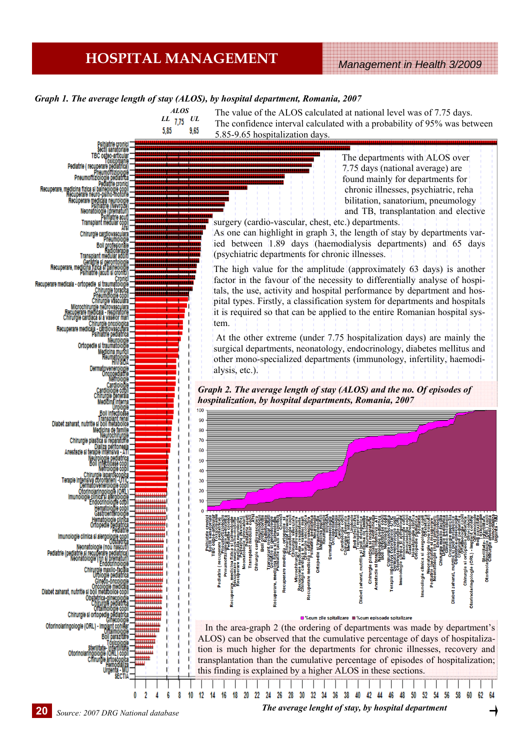*Graph 1. The average length of stay (ALOS), by hospital department, Romania, 2007*

The value of the ALOS calculated at national level was of 7.75 days. The confidence interval calculated with a probability of 95% was between 5.85-9.65 hospitalization days.

The departments with ALOS over 7.75 days (national average) are found mainly for departments for chronic illnesses, psychiatric, rehabilitation, sanatorium, pneumology and TB, transplantation and elective surgery (cardio-vascular, chest, etc.) departments.

As one can highlight in graph 3, the length of stay by departments varied between 1.89 days (haemodialysis departments) and 65 days (psychiatric departments for chronic illnesses.

The high value for the amplitude (approximately 63 days) is another factor in the favour of the necessity to differentially analyse of hospitals, the use, activity and hospital performance by department and hospital types. Firstly, a classification system for departments and hospitals it is required so that can be applied to the entire Romanian hospital system.

At the other extreme (under 7.75 hospitalization days) are mainly the surgical departments, neonatology, endocrinology, diabetes mellitus and other mono-specialized departments (immunology, infertility, haemodialysis, etc.).

*Graph 2. The average length of stay (ALOS) and the no. Of episodes of hospitalization, by hospital departments, Romania, 2007*

In the area-graph 2 (the ordering of departments was made by department's ALOS) can be observed that the cumulative percentage of days of hospitalization is much higher for the departments for chronic illnesses, recovery and transplantation than the cumulative percentage of episodes of hospitalization; this finding is explained by a higher ALOS in these sections.

*The average lenght of stay, by hospital department*

Source: 2007 DRG National database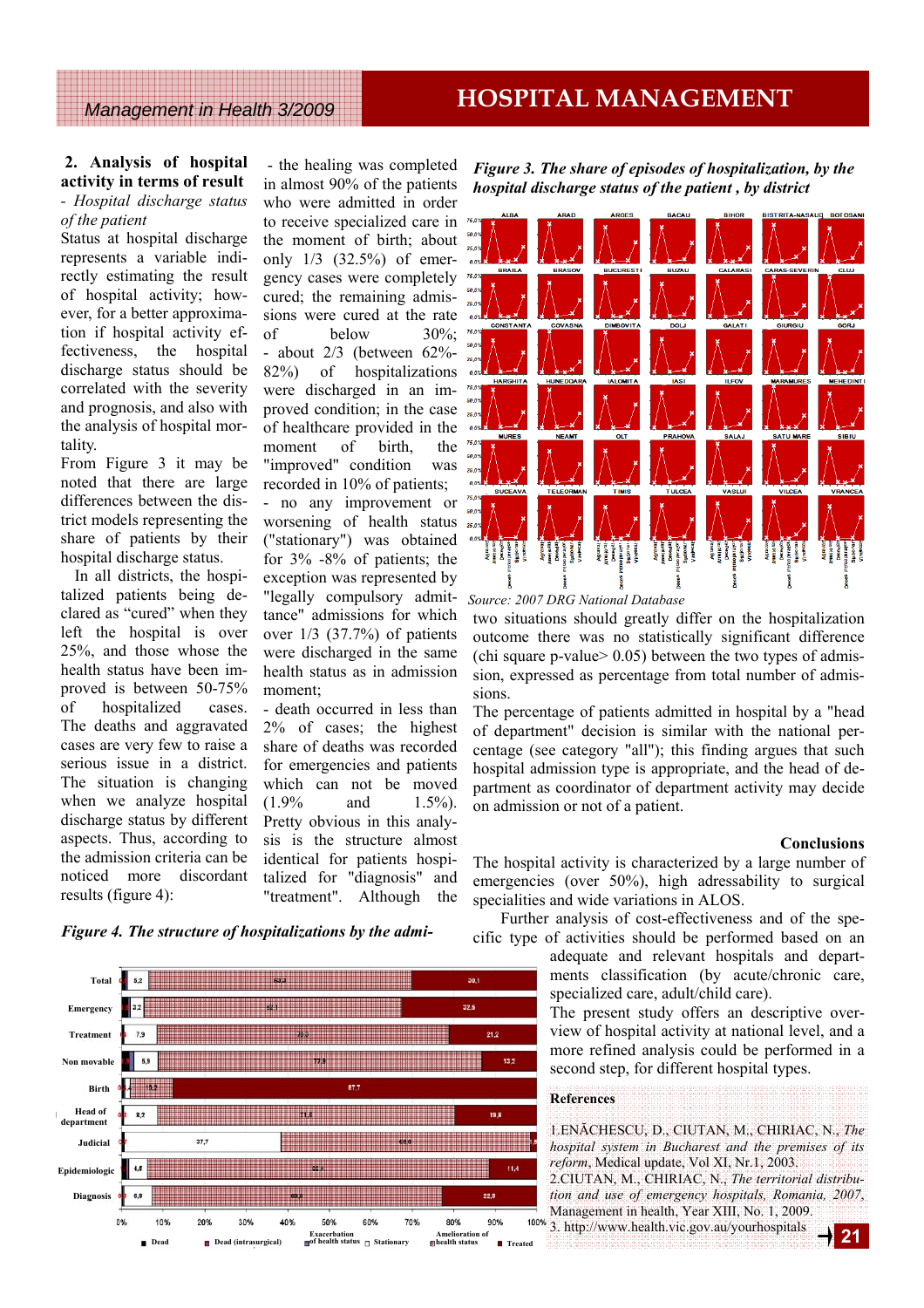## 2. Analysis of hospital activity in terms of result

*- Hospital discharge status of the patient*

Status at hospital discharge represents a variable indirectly estimating the result of hospital activity; however, for a better approximation if hospital activity effectiveness, the hospital discharge status should be correlated with the severity and prognosis, and also with the analysis of hospital mortality.

From Figure 3 it may be noted that there are large differences between the district models representing the share of patients by their hospital discharge status.

In all districts, the hospitalized patients being declared as "cured" when they left the hospital is over 25%, and those whose the health status have been improved is between 50-75% of hospitalized cases. The deaths and aggravated cases are very few to raise a serious issue in a district. The situation is changing when we analyze hospital discharge status by different aspects. Thus, according to the admission criteria can be noticed more discordant results (figure 4):

- the healing was completed in almost 90% of the patients who were admitted in order to receive specialized care in the moment of birth; about only 1/3 (32.5%) of emergency cases were completely cured; the remaining admissions were cured at the rate of below 30%;
- about 2/3 (between 62%-82%) of hospitalizations were discharged in an improved condition; in the case of healthcare provided in the moment of birth, the "improved" condition was recorded in 10% of patients;
- no any improvement or worsening of health status ("stationary") was obtained for 3% -8% of patients; the exception was represented by "legally compulsory admittance" admissions for which over 1/3 (37.7%) of patients were discharged in the same health status as in admission moment;
- death occurred in less than 2% of cases; the highest share of deaths was recorded for emergencies and patients which can not be moved (1.9% and 1.5%).

Pretty obvious in this analysis is the structure almost identical for patients hospitalized for "diagnosis" and "treatment". Although the two situations should greatly differ on the hospitalization outcome there was no statistically significant difference (chi square p-value> 0.05) between the two types of admission, expressed as percentage from total number of admissions.

The percentage of patients admitted in hospital by a "head of department" decision is similar with the national percentage (see category "all"); this finding argues that such hospital admission type is appropriate, and the head of department as coordinator of department activity may decide on admission or not of a patient.

*Figure 4. The structure of hospitalizations by the admi-*

Total 5,2 62,4 30,1
Emergency 3,2 62,1 32,5
Treatment 7,9 70,5 21,2
Non movable 5,9 77,8 13,2
Birth 10,2 87,7
Head of department 8,2 71,5 19,8
Judicial 37,7 60,6
Epidemiologic 4,8 82,4 11,4
Diagnosis 6,8 69,8 22,8

0% 10% 20% 30% 40% 50% 60% 70% 80% 90% 100%

Dead; Dead (intrasurgical); Exacerbation of health status; Stationary; Amelioration of health status; Treated

***Figure 3. The share of episodes of hospitalization, by the hospital discharge status of the patient , by district***

ALBA, ARAD, ARGES, BACAU, BIHOR, BISTRITA-NASAUD, BOTOSANI, BRAILA, BRASOV, BUCURESTI, BUZAU, CALARASI, CARAS-SEVERIN, CLUJ, CONSTANTA, COVASNA, DIMBOVITA, DOLJ, GALATI, GIURGIU, GORJ, HARGHITA, HUNEDOARA, IALOMITA, IASI, ILFOV, MARAMURES, MEHEDINTI, MURES, NEAMT, OLT, PRAHOVA, SALAJ, SATU MARE, SIBIU, SUCEAVA, TELEORMAN, TIMIS, TULCEA, VASLUI, VILCEA, VRANCEA

75,0% 50,0% 25,0% 0,0%

*Source: 2007 DRG National Database*

### Conclusions

The hospital activity is characterized by a large number of emergencies (over 50%), high adressability to surgical specialities and wide variations in ALOS.

Further analysis of cost-effectiveness and of the specific type of activities should be performed based on an adequate and relevant hospitals and departments classification (by acute/chronic care, specialized care, adult/child care).

The present study offers an descriptive overview of hospital activity at national level, and a more refined analysis could be performed in a second step, for different hospital types.

### References

1. ENĂCHESCU, D., CIUTAN, M., CHIRIAC, N., *The hospital system in Bucharest and the premises of its reform*, Medical update, Vol XI, Nr.1, 2003.
2. CIUTAN, M., CHIRIAC, N., *The territorial distribution and use of emergency hospitals, Romania, 2007*, Management in health, Year XIII, No. 1, 2009.
3. http://www.health.vic.gov.au/yourhospitals